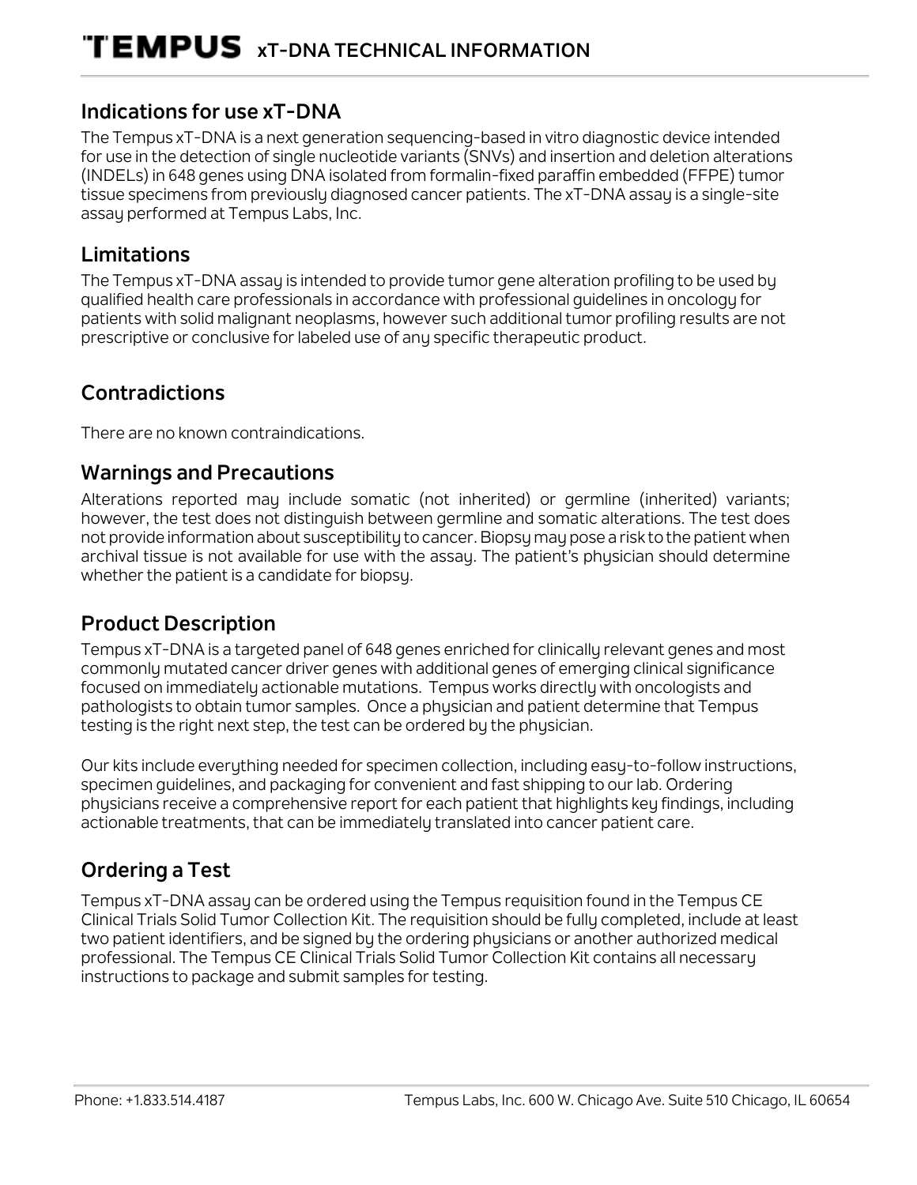# TEMPUS xT-DNA TECHNICAL INFORMATION

## Indications for use xT-DNA

The Tempus xT-DNA is a next generation sequencing-based in vitro diagnostic device intended for use in the detection of single nucleotide variants (SNVs) and insertion and deletion alterations (INDELs) in 648 genes using DNA isolated from formalin-fixed paraffin embedded (FFPE) tumor tissue specimens from previously diagnosed cancer patients. The xT-DNA assay is a single-site assay performed at Tempus Labs, Inc.

## Limitations

The Tempus xT-DNA assay is intended to provide tumor gene alteration profiling to be used by qualified health care professionals in accordance with professional guidelines in oncology for patients with solid malignant neoplasms, however such additional tumor profiling results are not prescriptive or conclusive for labeled use of any specific therapeutic product.

## Contradictions

There are no known contraindications.

## Warnings and Precautions

Alterations reported may include somatic (not inherited) or germline (inherited) variants; however, the test does not distinguish between germline and somatic alterations. The test does not provide information about susceptibility to cancer. Biopsy may pose a risk to the patient when archival tissue is not available for use with the assay. The patient's physician should determine whether the patient is a candidate for biopsy.

## Product Description

Tempus xT-DNA is a targeted panel of 648 genes enriched for clinically relevant genes and most commonly mutated cancer driver genes with additional genes of emerging clinical significance focused on immediately actionable mutations. Tempus works directly with oncologists and pathologists to obtain tumor samples. Once a physician and patient determine that Tempus testing is the right next step, the test can be ordered by the physician.

Our kits include everything needed for specimen collection, including easy-to-follow instructions, specimen guidelines, and packaging for convenient and fast shipping to our lab. Ordering physicians receive a comprehensive report for each patient that highlights key findings, including actionable treatments, that can be immediately translated into cancer patient care.

## Ordering a Test

Tempus xT-DNA assay can be ordered using the Tempus requisition found in the Tempus CE Clinical Trials Solid Tumor Collection Kit. The requisition should be fully completed, include at least two patient identifiers, and be signed by the ordering physicians or another authorized medical professional. The Tempus CE Clinical Trials Solid Tumor Collection Kit contains all necessary instructions to package and submit samples for testing.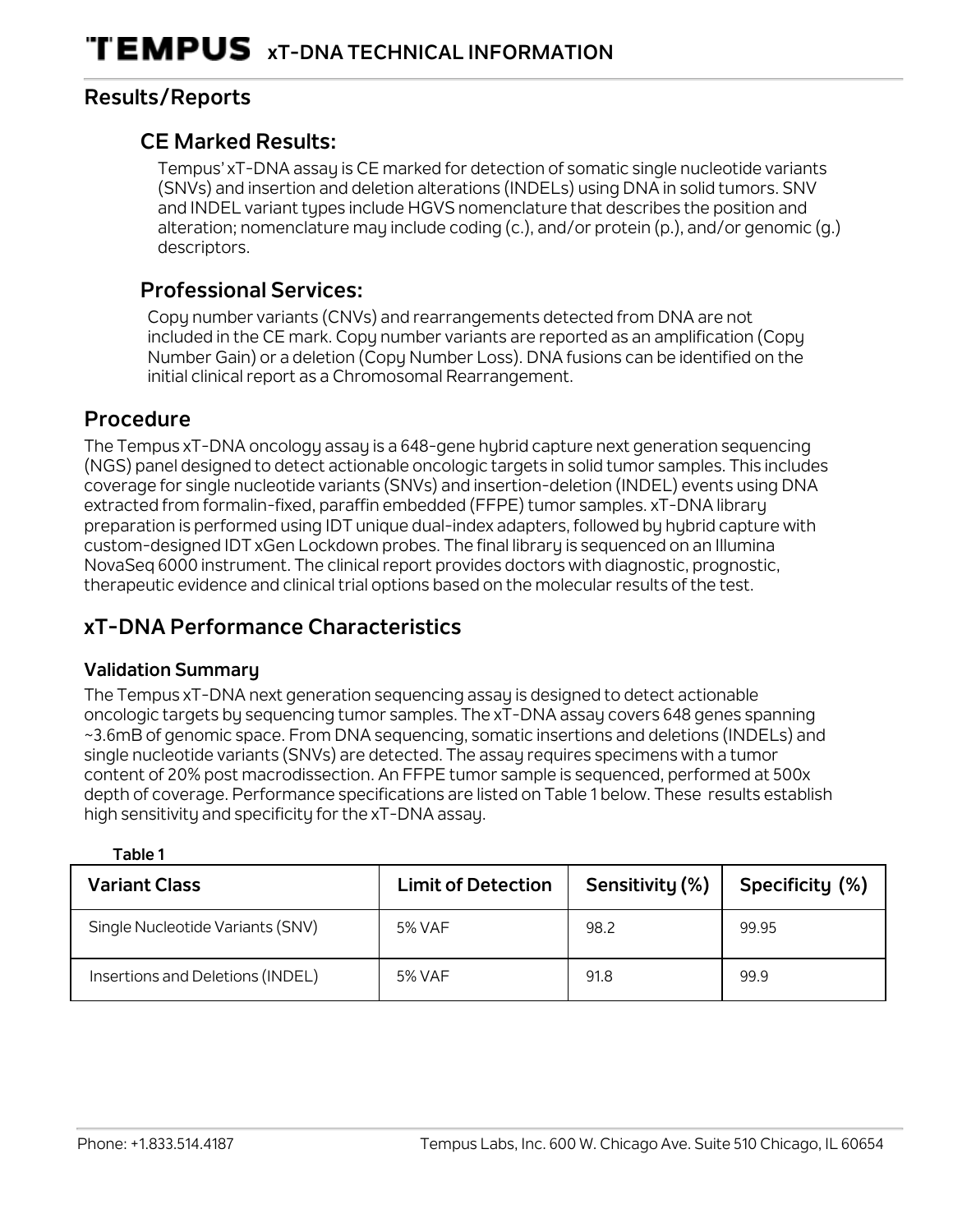## Results/Reports

### CE Marked Results:

Tempus' xT-DNA assay is CE marked for detection of somatic single nucleotide variants (SNVs) and insertion and deletion alterations (INDELs) using DNA in solid tumors. SNV and INDEL variant types include HGVS nomenclature that describes the position and alteration; nomenclature may include coding (c.), and/or protein (p.), and/or genomic (g.) descriptors.

### Professional Services:

Copy number variants (CNVs) and rearrangements detected from DNA are not included in the CE mark. Copy number variants are reported as an amplification (Copy Number Gain) or a deletion (Copy Number Loss). DNA fusions can be identified on the initial clinical report as a Chromosomal Rearrangement.

## Procedure

The Tempus xT-DNA oncology assay is a 648-gene hybrid capture next generation sequencing (NGS) panel designed to detect actionable oncologic targets in solid tumor samples. This includes coverage for single nucleotide variants (SNVs) and insertion-deletion (INDEL) events using DNA extracted from formalin-fixed, paraffin embedded (FFPE) tumor samples. xT-DNA library preparation is performed using IDT unique dual-index adapters, followed by hybrid capture with custom-designed IDT xGen Lockdown probes. The final library is sequenced on an Illumina NovaSeq 6000 instrument. The clinical report provides doctors with diagnostic, prognostic, therapeutic evidence and clinical trial options based on the molecular results of the test.

## xT-DNA Performance Characteristics

### Validation Summary

The Tempus xT-DNA next generation sequencing assay is designed to detect actionable oncologic targets by sequencing tumor samples. The xT-DNA assay covers 648 genes spanning ~3.6mB of genomic space. From DNA sequencing, somatic insertions and deletions (INDELs) and single nucleotide variants (SNVs) are detected. The assay requires specimens with a tumor content of 20% post macrodissection. An FFPE tumor sample is sequenced, performed at 500x depth of coverage. Performance specifications are listed on Table 1 below. These results establish high sensitivity and specificity for the xT-DNA assay.

**Table 1**

| Variant Class | Limit of Detection | Sensitivity (%) | Specificity (%) |
|---|---|---|---|
| Single Nucleotide Variants (SNV) | 5% VAF | 98.2 | 99.95 |
| Insertions and Deletions (INDEL) | 5% VAF | 91.8 | 99.9 |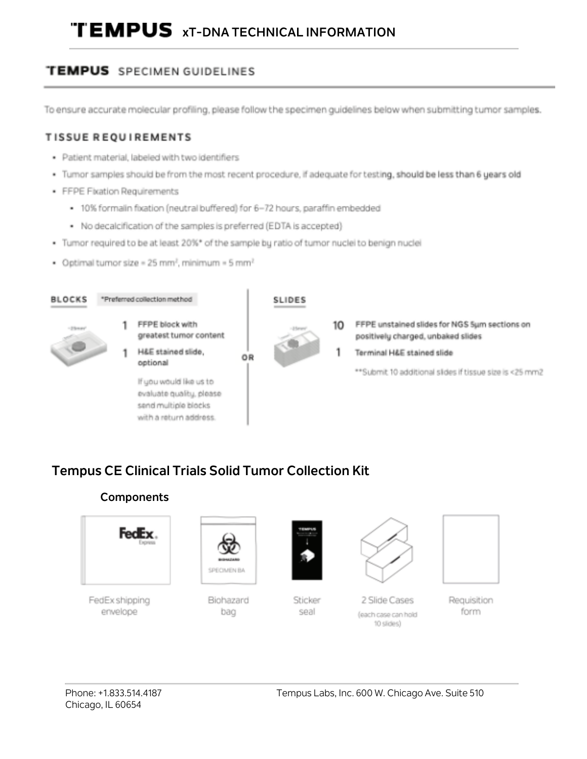# TEMPUS xT-DNA TECHNICAL INFORMATION

## TEMPUS SPECIMEN GUIDELINES

To ensure accurate molecular profiling, please follow the specimen guidelines below when submitting tumor samples.

### TISSUE REQUIREMENTS

- Patient material, labeled with two identifiers
- Tumor samples should be from the most recent procedure, if adequate for testing, **should be less than 6 years old**
- FFPE Fixation Requirements
  - 10% formalin fixation (neutral buffered) for 6–72 hours, paraffin embedded
  - No decalcification of the samples is preferred (EDTA is accepted)
- Tumor required to be at least 20%* of the sample by ratio of tumor nuclei to benign nuclei
- Optimal tumor size = 25 mm², minimum = 5 mm²

**BLOCKS** *Preferred collection method

- **1** FFPE block with greatest tumor content
- **1** H&E stained slide, optional

If you would like us to evaluate quality, please send multiple blocks with a return address.

OR

**SLIDES**

- **10** FFPE unstained slides for NGS 5µm sections on positively charged, unbaked slides
- **1** Terminal H&E stained slide

**Submit 10 additional slides if tissue size is <25 mm2

## Tempus CE Clinical Trials Solid Tumor Collection Kit

### Components

- FedEx shipping envelope
- Biohazard bag
- Sticker seal
- 2 Slide Cases (each case can hold 10 slides)
- Requisition form

Phone: +1.833.514.4187

Tempus Labs, Inc. 600 W. Chicago Ave. Suite 510 Chicago, IL 60654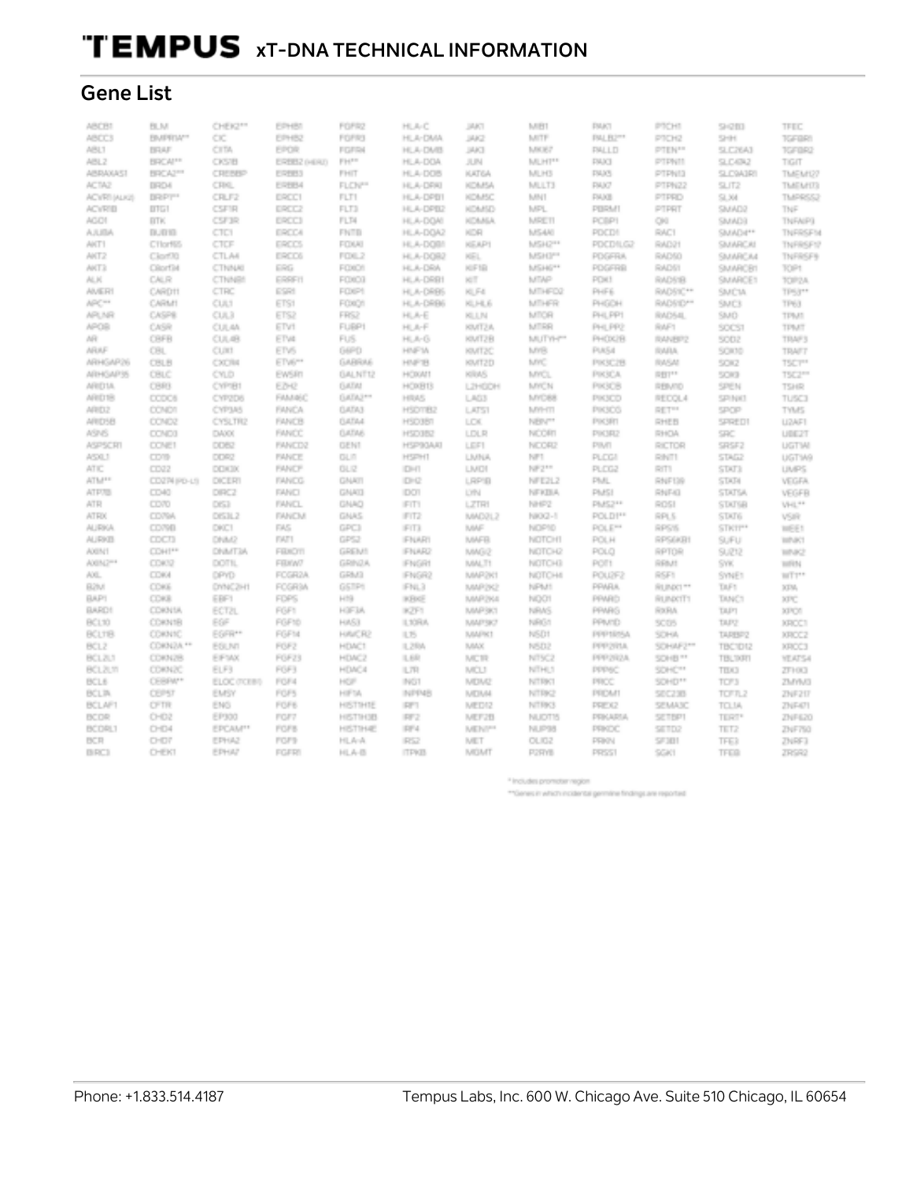## Gene List

| | | | | | | | | | | | |
|---|---|---|---|---|---|---|---|---|---|---|---|
| ABCB1 | BLM | CHEK2** | EPHB1 | FGFR2 | HLA-C | JAK1 | MIB1 | PAK1 | PTCH1 | SH2B3 | TFEC |
| ABCC3 | BMPR1A** | CIC | EPHB2 | FGFR3 | HLA-DMA | JAK2 | MITF | PALB2** | PTCH2 | SHH | TGFBR1 |
| ABL1 | BRAF | CIITA | EPOR | FGFR4 | HLA-DMB | JAK3 | MKI67 | PALLD | PTEN** | SLC26A3 | TGFBR2 |
| ABL2 | BRCA1** | CKS1B | ERBB2 (HER2) | FH** | HLA-DOA | JUN | MLH1** | PAX3 | PTPN11 | SLC47A2 | TIGIT |
| ABRAXAS1 | BRCA2** | CREBBP | ERBB3 | FHIT | HLA-DOB | KAT6A | MLH3 | PAX5 | PTPN13 | SLC9A3R1 | TMEM127 |
| ACTA2 | BRD4 | CRKL | ERBB4 | FLCN** | HLA-DPA1 | KDM5A | MLLT3 | PAX7 | PTPN22 | SLIT2 | TMEM173 |
| ACVR1 (ALK2) | BRIP1** | CRLF2 | ERCC1 | FLT1 | HLA-DPB1 | KDM5C | MN1 | PAX8 | PTPRD | SLX4 | TMPRSS2 |
| ACVR1B | BTG1 | CSF1R | ERCC2 | FLT3 | HLA-DPB2 | KDM5D | MPL | PBRM1 | PTPRT | SMAD2 | TNF |
| AGO1 | BTK | CSF3R | ERCC3 | FLT4 | HLA-DQA1 | KDM6A | MRE11 | PCBP1 | QKI | SMAD3 | TNFAIP3 |
| AJUBA | BUB1B | CTC1 | ERCC4 | FNTB | HLA-DQA2 | KDR | MS4A1 | PDCD1 | RAC1 | SMAD4** | TNFRSF14 |
| AKT1 | C11orf65 | CTCF | ERCC5 | FOXA1 | HLA-DQB1 | KEAP1 | MSH2** | PDCD1LG2 | RAD21 | SMARCA1 | TNFRSF17 |
| AKT2 | C3orf70 | CTLA4 | ERCC6 | FOXL2 | HLA-DQB2 | KEL | MSH3** | PDGFRA | RAD50 | SMARCA4 | TNFRSF9 |
| AKT3 | C8orf34 | CTNNA1 | ERG | FOXO1 | HLA-DRA | KIF1B | MSH6** | PDGFRB | RAD51 | SMARCB1 | TOP1 |
| ALK | CALR | CTNNB1 | ERRFI1 | FOXO3 | HLA-DRB1 | KIT | MTAP | PDK1 | RAD51B | SMARCE1 | TOP2A |
| AMER1 | CARD11 | CTRC | ESR1 | FOXP1 | HLA-DRB5 | KLF4 | MTHFD2 | PHF6 | RAD51C** | SMC1A | TP53** |
| APC** | CARM1 | CUL1 | ETS1 | FOXQ1 | HLA-DRB6 | KLHL6 | MTHFR | PHGDH | RAD51D** | SMC3 | TP63 |
| APLNR | CASP8 | CUL3 | ETS2 | FRS2 | HLA-E | KLLN | MTOR | PHLPP1 | RAD54L | SMO | TPM1 |
| APOB | CASR | CUL4A | ETV1 | FUBP1 | HLA-F | KMT2A | MTRR | PHLPP2 | RAF1 | SOCS1 | TPMT |
| AR | CBFB | CUL4B | ETV4 | FUS | HLA-G | KMT2B | MUTYH** | PHOX2B | RANBP2 | SOD2 | TRAF3 |
| ARAF | CBL | CUX1 | ETV5 | G6PD | HNF1A | KMT2C | MYB | PIAS4 | RARA | SOX10 | TRAF7 |
| ARHGAP26 | CBLB | CXCR4 | ETV6** | GABRA6 | HNF1B | KMT2D | MYC | PIK3C2B | RASA1 | SOX2 | TSC1** |
| ARHGAP35 | CBLC | CYLD | EWSR1 | GALNT12 | HOXA11 | KRAS | MYCL | PIK3CA | RB1** | SOX9 | TSC2** |
| ARID1A | CBR3 | CYP1B1 | EZH2 | GATA1 | HOXB13 | L2HGDH | MYCN | PIK3CB | RBM10 | SPEN | TSHR |
| ARID1B | CCDC6 | CYP2D6 | FAM46C | GATA2** | HRAS | LAG3 | MYD88 | PIK3CD | RECQL4 | SPINK1 | TUSC3 |
| ARID2 | CCND1 | CYP3A5 | FANCA | GATA3 | HSD11B2 | LATS1 | MYH11 | PIK3CG | RET** | SPOP | TYMS |
| ARID5B | CCND2 | CYSLTR2 | FANCB | GATA4 | HSD3B1 | LCK | NBN** | PIK3R1 | RHEB | SPRED1 | U2AF1 |
| ASNS | CCND3 | DAXX | FANCC | GATA6 | HSD3B2 | LDLR | NCOR1 | PIK3R2 | RHOA | SRC | UBE2T |
| ASPSCR1 | CCNE1 | DDB2 | FANCD2 | GEN1 | HSP90AA1 | LEF1 | NCOR2 | PIM1 | RICTOR | SRSF2 | UGT1A1 |
| ASXL1 | CD19 | DDR2 | FANCE | GLI1 | HSPH1 | LMNA | NF1 | PLCG1 | RINT1 | STAG2 | UGT1A9 |
| ATIC | CD22 | DDX3X | FANCF | GLI2 | IDH1 | LMO1 | NF2** | PLCG2 | RIT1 | STAT3 | UMPS |
| ATM** | CD274 (PD-L1) | DICER1 | FANCG | GNA11 | IDH2 | LRP1B | NFE2L2 | PML | RNF139 | STAT4 | VEGFA |
| ATP7B | CD40 | DIRC2 | FANCI | GNA13 | IDO1 | LYN | NFKBIA | PMS1 | RNF43 | STAT5A | VEGFB |
| ATR | CD70 | DIS3 | FANCL | GNAQ | IFIT1 | LZTR1 | NHP2 | PMS2** | ROS1 | STAT5B | VHL** |
| ATRX | CD79A | DIS3L2 | FANCM | GNAS | IFIT2 | MAD2L2 | NKX2-1 | POLD1** | RPL5 | STAT6 | VSIR |
| AURKA | CD79B | DKC1 | FAS | GPC3 | IFIT3 | MAF | NOP10 | POLE** | RPS15 | STK11** | WEE1 |
| AURKB | CDC73 | DNM2 | FAT1 | GPS2 | IFNAR1 | MAFB | NOTCH1 | POLH | RPS6KB1 | SUFU | WNK1 |
| AXIN1 | CDH1** | DNMT3A | FBXO11 | GREM1 | IFNAR2 | MAGI2 | NOTCH2 | POLQ | RPTOR | SUZ12 | WNK2 |
| AXIN2** | CDK12 | DOT1L | FBXW7 | GRIN2A | IFNGR1 | MALT1 | NOTCH3 | POT1 | RRM1 | SYK | WRN |
| AXL | CDK4 | DPYD | FCGR2A | GRM3 | IFNGR2 | MAP2K1 | NOTCH4 | POU2F2 | RSF1 | SYNE1 | WT1** |
| B2M | CDK6 | DYNC2H1 | FCGR3A | GSTP1 | IFNL3 | MAP2K2 | NPM1 | PPARA | RUNX1** | TAF1 | XPA |
| BAP1 | CDK8 | EBF1 | FDPS | H19 | IKBKE | MAP2K4 | NQO1 | PPARD | RUNX1T1 | TANC1 | XPC |
| BARD1 | CDKN1A | ECT2L | FGF1 | H3F3A | IKZF1 | MAP3K1 | NRAS | PPARG | RXRA | TAP1 | XPO1 |
| BCL10 | CDKN1B | EGF | FGF10 | HAS3 | IL10RA | MAP3K7 | NRG1 | PPM1D | SCG5 | TAP2 | XRCC1 |
| BCL11B | CDKN1C | EGFR** | FGF14 | HAVCR2 | IL15 | MAPK1 | NSD1 | PPP1R15A | SDHA | TARBP2 | XRCC2 |
| BCL2 | CDKN2A** | EGLN1 | FGF2 | HDAC1 | IL2RA | MAX | NSD2 | PPP2R1A | SDHAF2** | TBC1D12 | XRCC3 |
| BCL2L1 | CDKN2B | EIF1AX | FGF23 | HDAC2 | IL6R | MC1R | NT5C2 | PPP2R2A | SDHB** | TBL1XR1 | YEATS4 |
| BCL2L11 | CDKN2C | ELF3 | FGF3 | HDAC4 | IL7R | MCL1 | NTHL1 | PPP6C | SDHC** | TBX3 | ZFHX3 |
| BCL6 | CEBPA** | ELOC (TCEB1) | FGF4 | HGF | ING1 | MDM2 | NTRK1 | PRCC | SDHD** | TCF3 | ZMYM3 |
| BCL7A | CEP57 | EMSY | FGF5 | HIF1A | INPP4B | MDM4 | NTRK2 | PRDM1 | SEC23B | TCF7L2 | ZNF217 |
| BCLAF1 | CFTR | ENG | FGF6 | HIST1H1E | IRF1 | MED12 | NTRK3 | PREX2 | SEMA3C | TCL1A | ZNF471 |
| BCOR | CHD2 | EP300 | FGF7 | HIST1H3B | IRF2 | MEF2B | NUDT15 | PRKAR1A | SETBP1 | TERT* | ZNF620 |
| BCORL1 | CHD4 | EPCAM** | FGF8 | HIST1H4E | IRF4 | MEN1** | NUP98 | PRKDC | SETD2 | TET2 | ZNF750 |
| BCR | CHD7 | EPHA2 | FGF9 | HLA-A | IRS2 | MET | OLIG2 | PRKN | SF3B1 | TFE3 | ZNRF3 |
| BIRC3 | CHEK1 | EPHA7 | FGFR1 | HLA-B | ITPKB | MGMT | P2RY8 | PRSS1 | SGK1 | TFEB | ZRSR2 |

\* Includes promoter region

\*\* Genes in which incidental germline findings are reported